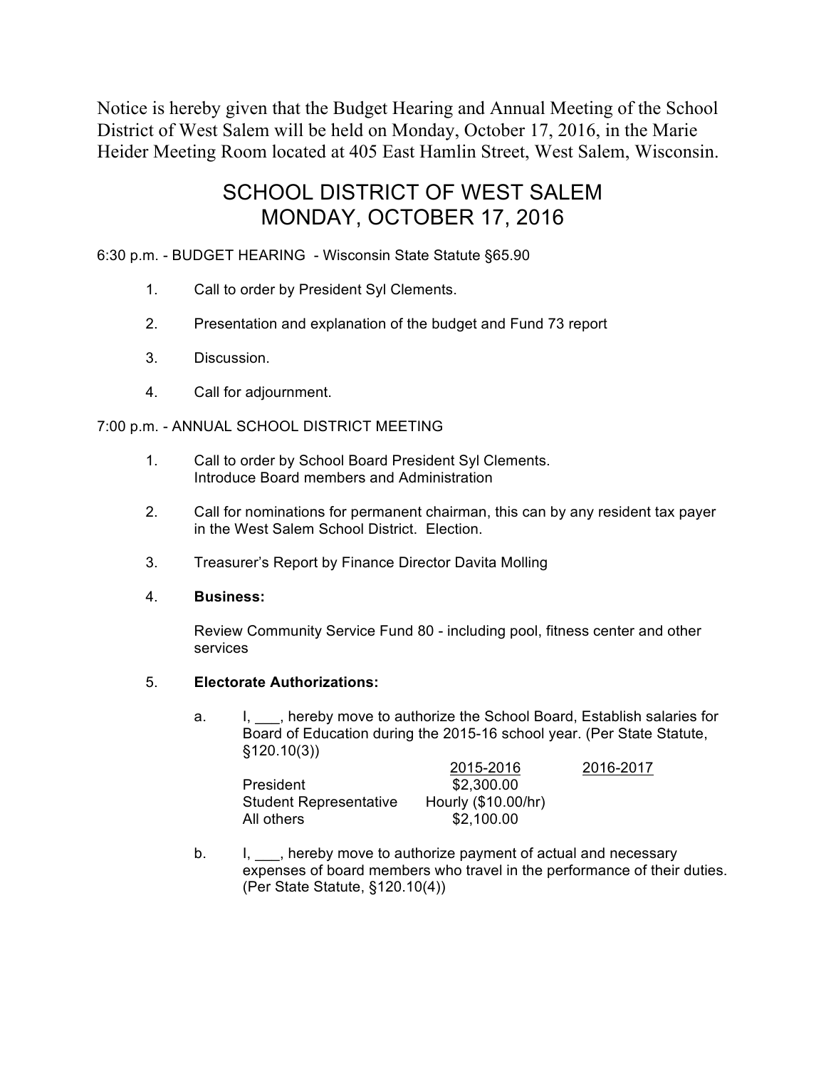Notice is hereby given that the Budget Hearing and Annual Meeting of the School District of West Salem will be held on Monday, October 17, 2016, in the Marie Heider Meeting Room located at 405 East Hamlin Street, West Salem, Wisconsin.

# SCHOOL DISTRICT OF WEST SALEM
# MONDAY, OCTOBER 17, 2016

6:30 p.m. - BUDGET HEARING - Wisconsin State Statute §65.90

1. Call to order by President Syl Clements.
2. Presentation and explanation of the budget and Fund 73 report
3. Discussion.
4. Call for adjournment.

7:00 p.m. - ANNUAL SCHOOL DISTRICT MEETING

1. Call to order by School Board President Syl Clements.
   Introduce Board members and Administration
2. Call for nominations for permanent chairman, this can by any resident tax payer in the West Salem School District. Election.
3. Treasurer's Report by Finance Director Davita Molling
4. **Business:**

   Review Community Service Fund 80 - including pool, fitness center and other services

5. **Electorate Authorizations:**

   a. I, ___, hereby move to authorize the School Board, Establish salaries for Board of Education during the 2015-16 school year. (Per State Statute, §120.10(3))

   | | 2015-2016 | 2016-2017 |
   |---|---|---|
   | President | $2,300.00 | |
   | Student Representative | Hourly ($10.00/hr) | |
   | All others | $2,100.00 | |

   b. I, ___, hereby move to authorize payment of actual and necessary expenses of board members who travel in the performance of their duties. (Per State Statute, §120.10(4))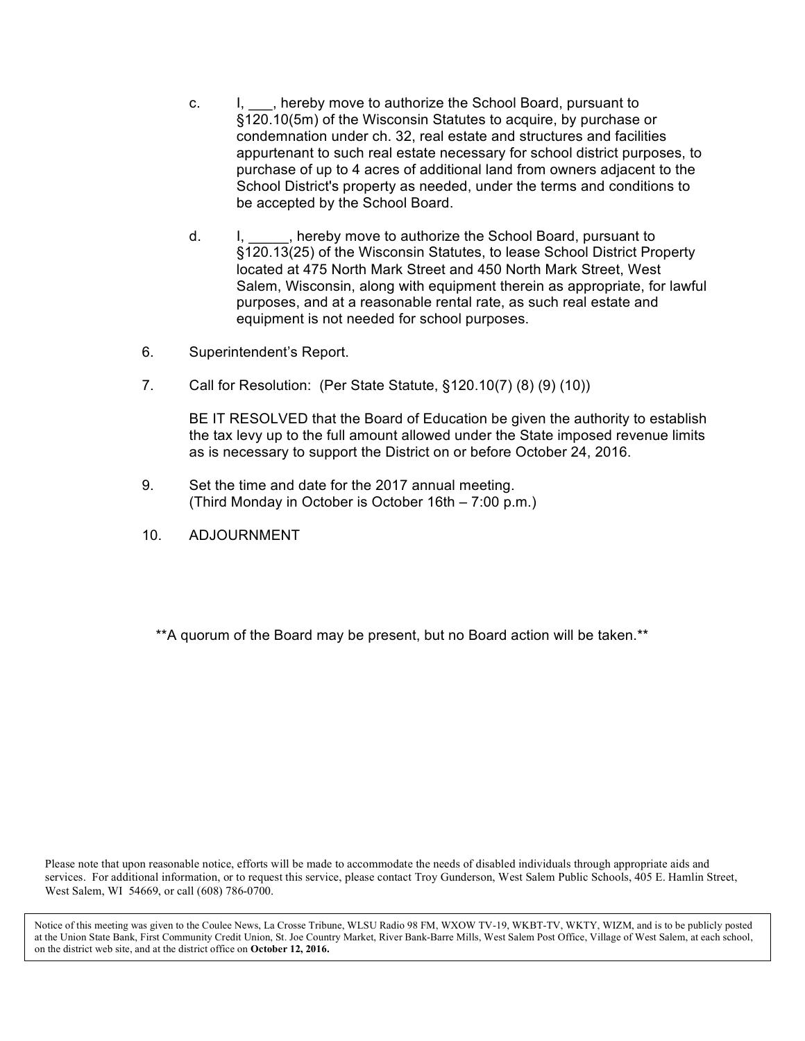c. I, ___, hereby move to authorize the School Board, pursuant to §120.10(5m) of the Wisconsin Statutes to acquire, by purchase or condemnation under ch. 32, real estate and structures and facilities appurtenant to such real estate necessary for school district purposes, to purchase of up to 4 acres of additional land from owners adjacent to the School District's property as needed, under the terms and conditions to be accepted by the School Board.

d. I, _____, hereby move to authorize the School Board, pursuant to §120.13(25) of the Wisconsin Statutes, to lease School District Property located at 475 North Mark Street and 450 North Mark Street, West Salem, Wisconsin, along with equipment therein as appropriate, for lawful purposes, and at a reasonable rental rate, as such real estate and equipment is not needed for school purposes.

6. Superintendent's Report.

7. Call for Resolution: (Per State Statute, §120.10(7) (8) (9) (10))

   BE IT RESOLVED that the Board of Education be given the authority to establish the tax levy up to the full amount allowed under the State imposed revenue limits as is necessary to support the District on or before October 24, 2016.

9. Set the time and date for the 2017 annual meeting. (Third Monday in October is October 16th – 7:00 p.m.)

10. ADJOURNMENT

**A quorum of the Board may be present, but no Board action will be taken.**

Please note that upon reasonable notice, efforts will be made to accommodate the needs of disabled individuals through appropriate aids and services. For additional information, or to request this service, please contact Troy Gunderson, West Salem Public Schools, 405 E. Hamlin Street, West Salem, WI 54669, or call (608) 786-0700.

Notice of this meeting was given to the Coulee News, La Crosse Tribune, WLSU Radio 98 FM, WXOW TV-19, WKBT-TV, WKTY, WIZM, and is to be publicly posted at the Union State Bank, First Community Credit Union, St. Joe Country Market, River Bank-Barre Mills, West Salem Post Office, Village of West Salem, at each school, on the district web site, and at the district office on **October 12, 2016.**